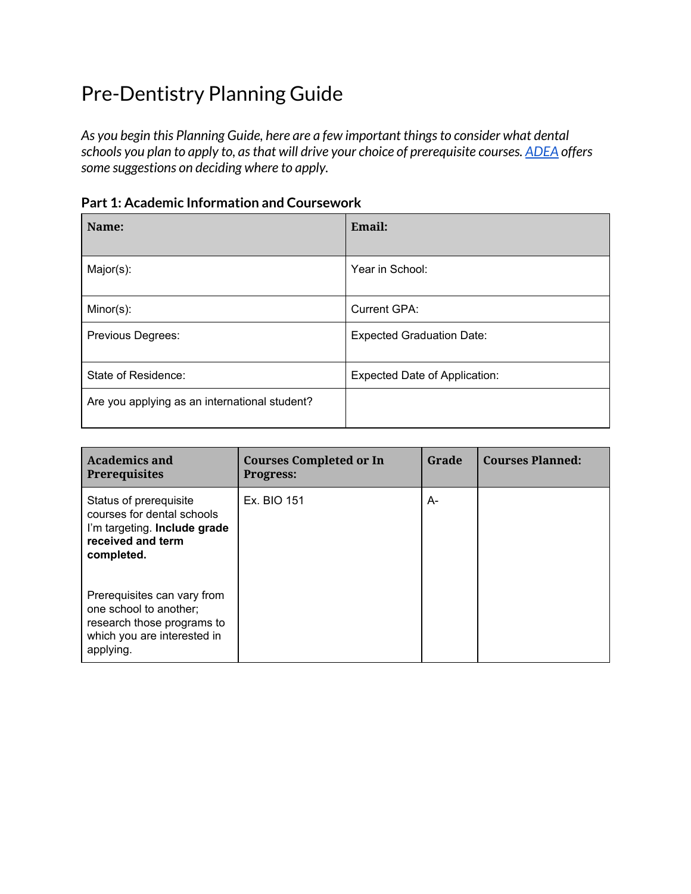# Pre-Dentistry Planning Guide

*As you begin this Planning Guide, here are a few important things to consider what dental schools you plan to apply to, as that will drive your choice of prerequisite courses. [ADEA](ADEA) offers some suggestions on deciding where to apply.*

### Part 1: Academic Information and Coursework

| **Name:** | **Email:** |
|---|---|
| Major(s): | Year in School: |
| Minor(s): | Current GPA: |
| Previous Degrees: | Expected Graduation Date: |
| State of Residence: | Expected Date of Application: |
| Are you applying as an international student? | |

| **Academics and Prerequisites** | **Courses Completed or In Progress:** | **Grade** | **Courses Planned:** |
|---|---|---|---|
| Status of prerequisite courses for dental schools I'm targeting. **Include grade received and term completed.**<br><br>Prerequisites can vary from one school to another; research those programs to which you are interested in applying. | Ex. BIO 151 | A- | |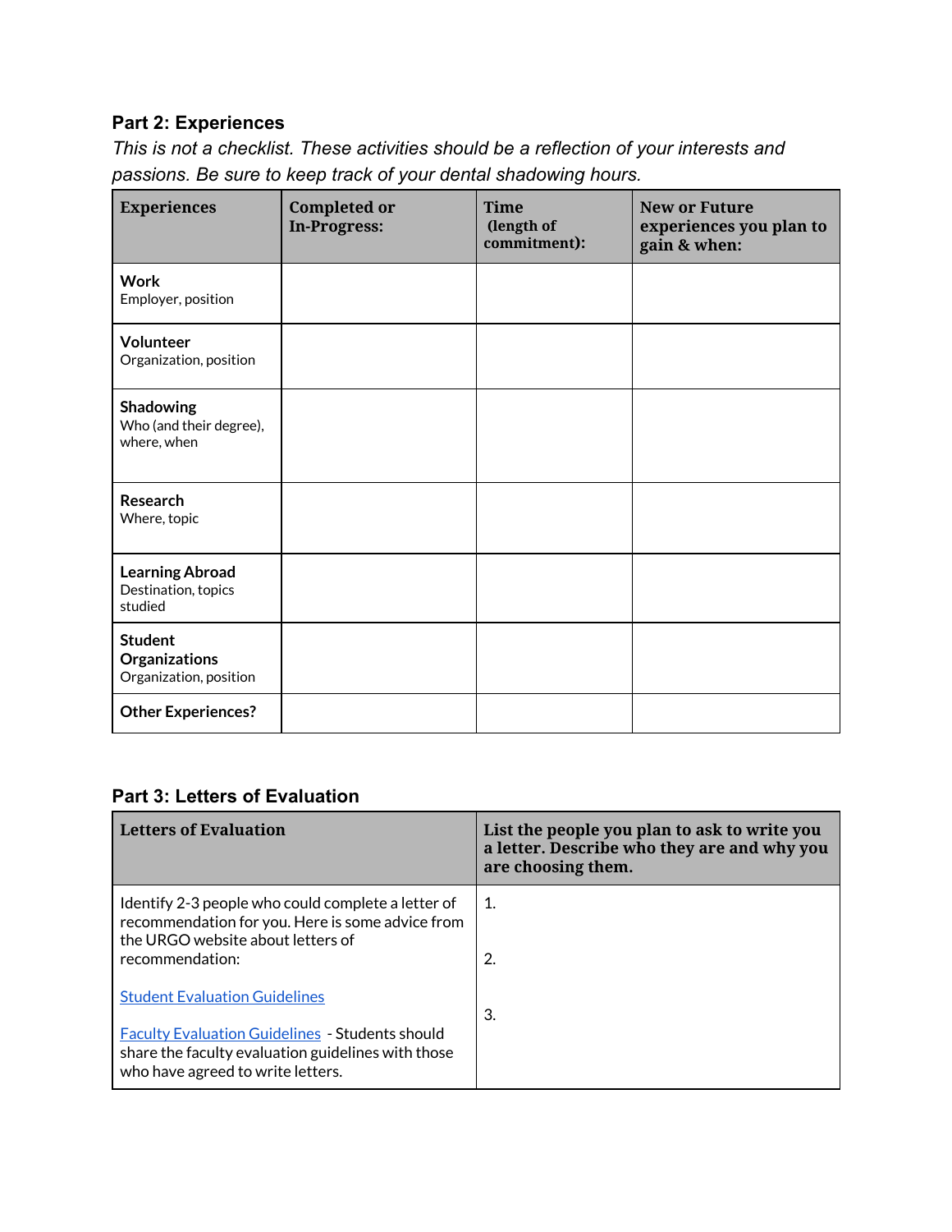## Part 2: Experiences

*This is not a checklist. These activities should be a reflection of your interests and passions. Be sure to keep track of your dental shadowing hours.*

| Experiences | Completed or In-Progress: | Time (length of commitment): | New or Future experiences you plan to gain & when: |
|---|---|---|---|
| **Work** Employer, position | | | |
| **Volunteer** Organization, position | | | |
| **Shadowing** Who (and their degree), where, when | | | |
| **Research** Where, topic | | | |
| **Learning Abroad** Destination, topics studied | | | |
| **Student Organizations** Organization, position | | | |
| **Other Experiences?** | | | |

## Part 3: Letters of Evaluation

| Letters of Evaluation | List the people you plan to ask to write you a letter. Describe who they are and why you are choosing them. |
|---|---|
| Identify 2-3 people who could complete a letter of recommendation for you. Here is some advice from the URGO website about letters of recommendation:<br><br>Student Evaluation Guidelines<br><br>Faculty Evaluation Guidelines - Students should share the faculty evaluation guidelines with those who have agreed to write letters. | 1.<br><br>2.<br><br>3. |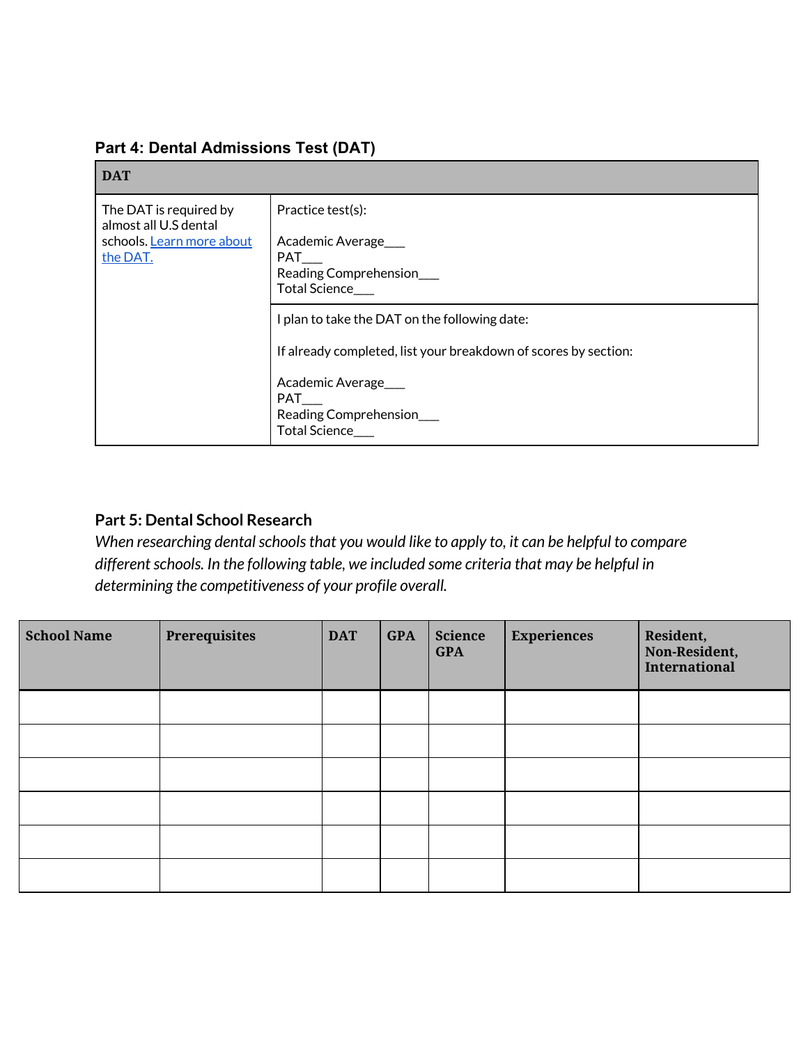### Part 4: Dental Admissions Test (DAT)

| DAT | |
|---|---|
| The DAT is required by almost all U.S dental schools. [Learn more about the DAT.]() | Practice test(s):<br><br>Academic Average___<br>PAT___<br>Reading Comprehension___<br>Total Science___ |
| | I plan to take the DAT on the following date:<br><br>If already completed, list your breakdown of scores by section:<br><br>Academic Average___<br>PAT___<br>Reading Comprehension___<br>Total Science___ |

### Part 5: Dental School Research

*When researching dental schools that you would like to apply to, it can be helpful to compare different schools. In the following table, we included some criteria that may be helpful in determining the competitiveness of your profile overall.*

| School Name | Prerequisites | DAT | GPA | Science GPA | Experiences | Resident, Non-Resident, International |
|---|---|---|---|---|---|---|
| | | | | | | |
| | | | | | | |
| | | | | | | |
| | | | | | | |
| | | | | | | |
| | | | | | | |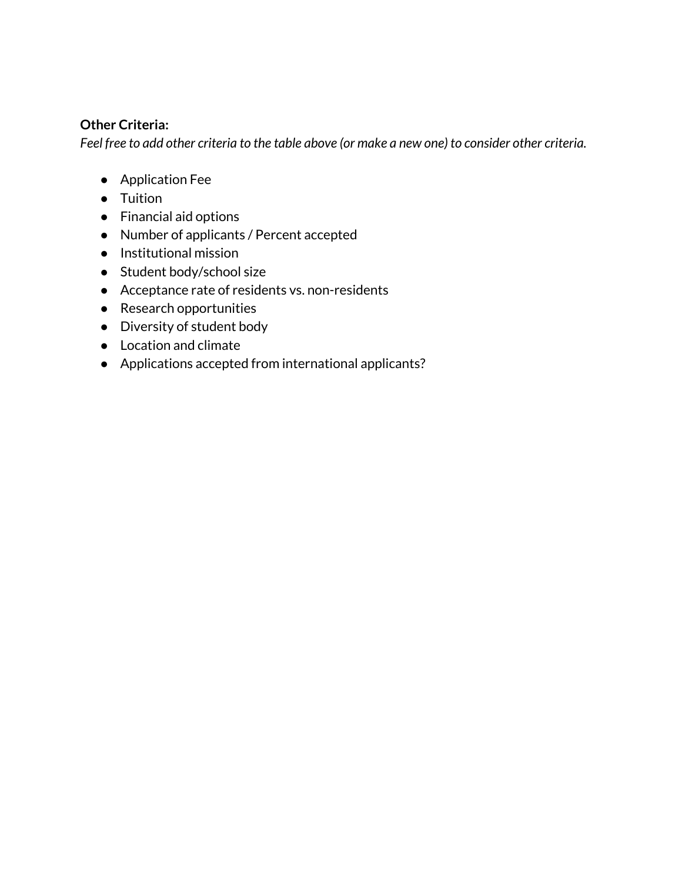**Other Criteria:**
*Feel free to add other criteria to the table above (or make a new one) to consider other criteria.*

- Application Fee
- Tuition
- Financial aid options
- Number of applicants / Percent accepted
- Institutional mission
- Student body/school size
- Acceptance rate of residents vs. non-residents
- Research opportunities
- Diversity of student body
- Location and climate
- Applications accepted from international applicants?